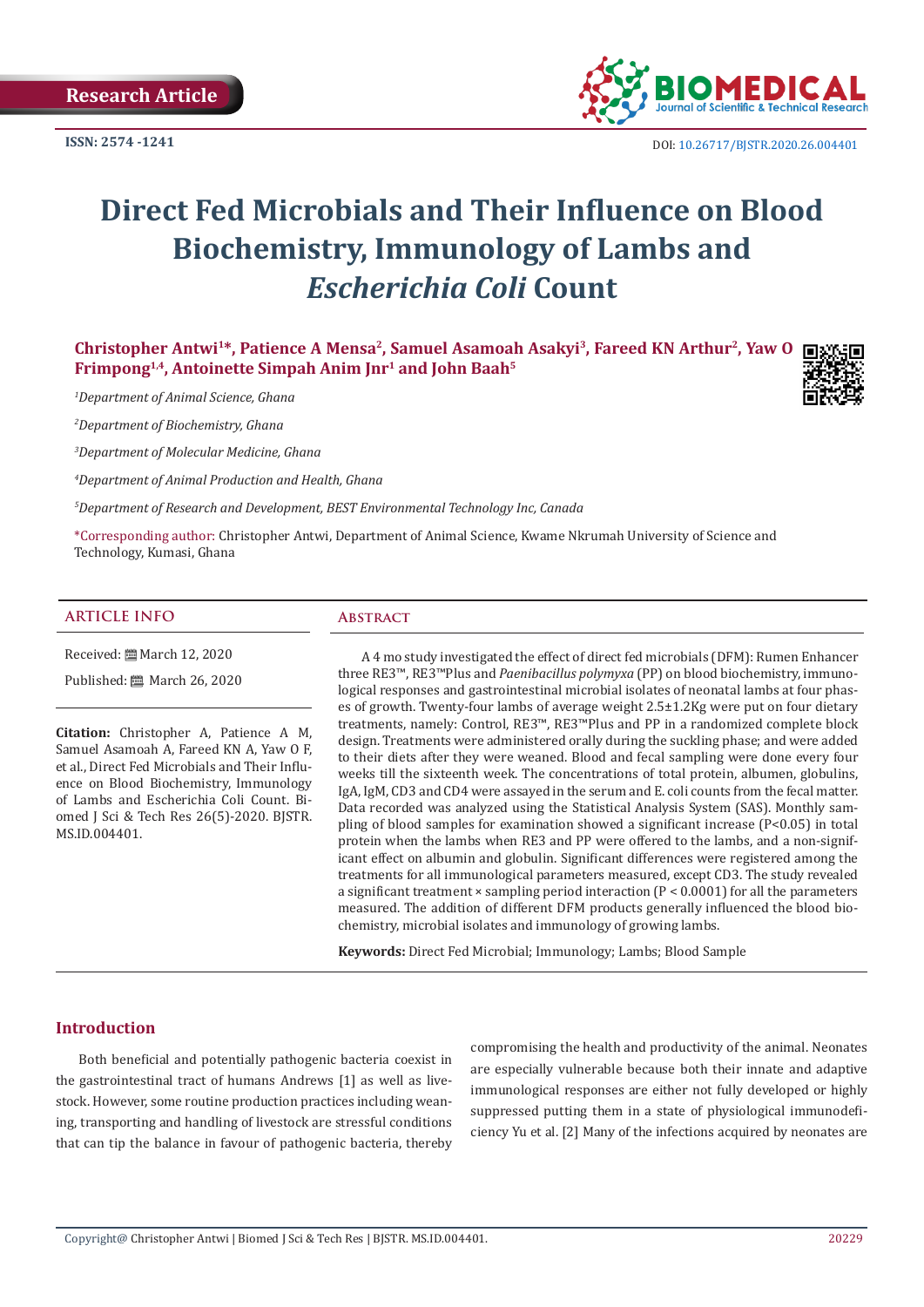Research Article

ISSN: 2574 -1241

DOI: 10.26717/BJSTR.2020.26.004401

# Direct Fed Microbials and Their Influence on Blood Biochemistry, Immunology of Lambs and *Escherichia Coli* Count

**Christopher Antwi[1]\*, Patience A Mensa[2], Samuel Asamoah Asakyi[3], Fareed KN Arthur[2], Yaw O Frimpong[1,4], Antoinette Simpah Anim Jnr[1] and John Baah[5]**

[1]*Department of Animal Science, Ghana*

[2]*Department of Biochemistry, Ghana*

[3]*Department of Molecular Medicine, Ghana*

[4]*Department of Animal Production and Health, Ghana*

[5]*Department of Research and Development, BEST Environmental Technology Inc, Canada*

\*Corresponding author: Christopher Antwi, Department of Animal Science, Kwame Nkrumah University of Science and Technology, Kumasi, Ghana

## ARTICLE INFO

Received: March 12, 2020

Published: March 26, 2020

**Citation:** Christopher A, Patience A M, Samuel Asamoah A, Fareed KN A, Yaw O F, et al., Direct Fed Microbials and Their Influence on Blood Biochemistry, Immunology of Lambs and Escherichia Coli Count. Biomed J Sci & Tech Res 26(5)-2020. BJSTR. MS.ID.004401.

## Abstract

A 4 mo study investigated the effect of direct fed microbials (DFM): Rumen Enhancer three RE3™, RE3™Plus and *Paenibacillus polymyxa* (PP) on blood biochemistry, immunological responses and gastrointestinal microbial isolates of neonatal lambs at four phases of growth. Twenty-four lambs of average weight 2.5±1.2Kg were put on four dietary treatments, namely: Control, RE3™, RE3™Plus and PP in a randomized complete block design. Treatments were administered orally during the suckling phase; and were added to their diets after they were weaned. Blood and fecal sampling were done every four weeks till the sixteenth week. The concentrations of total protein, albumen, globulins, IgA, IgM, CD3 and CD4 were assayed in the serum and E. coli counts from the fecal matter. Data recorded was analyzed using the Statistical Analysis System (SAS). Monthly sampling of blood samples for examination showed a significant increase ($P<0.05$) in total protein when the lambs when RE3 and PP were offered to the lambs, and a non-significant effect on albumin and globulin. Significant differences were registered among the treatments for all immunological parameters measured, except CD3. The study revealed a significant treatment × sampling period interaction ($P < 0.0001$) for all the parameters measured. The addition of different DFM products generally influenced the blood biochemistry, microbial isolates and immunology of growing lambs.

**Keywords:** Direct Fed Microbial; Immunology; Lambs; Blood Sample

## Introduction

Both beneficial and potentially pathogenic bacteria coexist in the gastrointestinal tract of humans Andrews [1] as well as livestock. However, some routine production practices including weaning, transporting and handling of livestock are stressful conditions that can tip the balance in favour of pathogenic bacteria, thereby compromising the health and productivity of the animal. Neonates are especially vulnerable because both their innate and adaptive immunological responses are either not fully developed or highly suppressed putting them in a state of physiological immunodeficiency Yu et al. [2] Many of the infections acquired by neonates are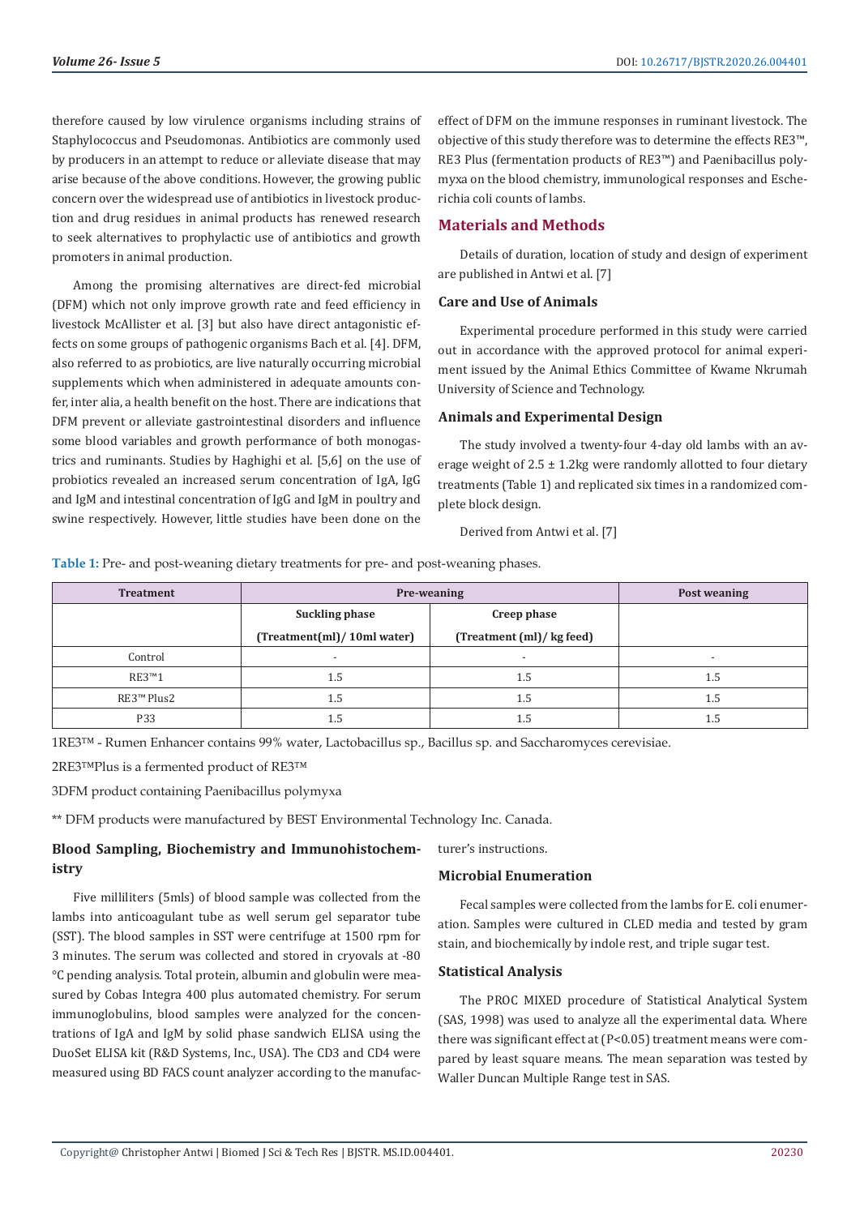therefore caused by low virulence organisms including strains of Staphylococcus and Pseudomonas. Antibiotics are commonly used by producers in an attempt to reduce or alleviate disease that may arise because of the above conditions. However, the growing public concern over the widespread use of antibiotics in livestock production and drug residues in animal products has renewed research to seek alternatives to prophylactic use of antibiotics and growth promoters in animal production.

Among the promising alternatives are direct-fed microbial (DFM) which not only improve growth rate and feed efficiency in livestock McAllister et al. [3] but also have direct antagonistic effects on some groups of pathogenic organisms Bach et al. [4]. DFM, also referred to as probiotics, are live naturally occurring microbial supplements which when administered in adequate amounts confer, inter alia, a health benefit on the host. There are indications that DFM prevent or alleviate gastrointestinal disorders and influence some blood variables and growth performance of both monogastrics and ruminants. Studies by Haghighi et al. [5,6] on the use of probiotics revealed an increased serum concentration of IgA, IgG and IgM and intestinal concentration of IgG and IgM in poultry and swine respectively. However, little studies have been done on the effect of DFM on the immune responses in ruminant livestock. The objective of this study therefore was to determine the effects RE3™, RE3 Plus (fermentation products of RE3™) and Paenibacillus polymyxa on the blood chemistry, immunological responses and Escherichia coli counts of lambs.

## Materials and Methods

Details of duration, location of study and design of experiment are published in Antwi et al. [7]

### Care and Use of Animals

Experimental procedure performed in this study were carried out in accordance with the approved protocol for animal experiment issued by the Animal Ethics Committee of Kwame Nkrumah University of Science and Technology.

### Animals and Experimental Design

The study involved a twenty-four 4-day old lambs with an average weight of 2.5 ± 1.2kg were randomly allotted to four dietary treatments (Table 1) and replicated six times in a randomized complete block design.

Derived from Antwi et al. [7]

**Table 1:** Pre- and post-weaning dietary treatments for pre- and post-weaning phases.

| Treatment | Pre-weaning | | Post weaning |
|---|---|---|---|
| | Suckling phase (Treatment(ml)/ 10ml water) | Creep phase (Treatment (ml)/ kg feed) | |
| Control | - | - | - |
| RE3™1 | 1.5 | 1.5 | 1.5 |
| RE3™ Plus2 | 1.5 | 1.5 | 1.5 |
| P33 | 1.5 | 1.5 | 1.5 |

1RE3™ - Rumen Enhancer contains 99% water, Lactobacillus sp., Bacillus sp. and Saccharomyces cerevisiae.

2RE3™Plus is a fermented product of RE3™

3DFM product containing Paenibacillus polymyxa

** DFM products were manufactured by BEST Environmental Technology Inc. Canada.

### Blood Sampling, Biochemistry and Immunohistochemistry

Five milliliters (5mls) of blood sample was collected from the lambs into anticoagulant tube as well serum gel separator tube (SST). The blood samples in SST were centrifuge at 1500 rpm for 3 minutes. The serum was collected and stored in cryovals at -80 °C pending analysis. Total protein, albumin and globulin were measured by Cobas Integra 400 plus automated chemistry. For serum immunoglobulins, blood samples were analyzed for the concentrations of IgA and IgM by solid phase sandwich ELISA using the DuoSet ELISA kit (R&D Systems, Inc., USA). The CD3 and CD4 were measured using BD FACS count analyzer according to the manufacturer's instructions.

### Microbial Enumeration

Fecal samples were collected from the lambs for E. coli enumeration. Samples were cultured in CLED media and tested by gram stain, and biochemically by indole rest, and triple sugar test.

### Statistical Analysis

The PROC MIXED procedure of Statistical Analytical System (SAS, 1998) was used to analyze all the experimental data. Where there was significant effect at ($P<0.05$) treatment means were compared by least square means. The mean separation was tested by Waller Duncan Multiple Range test in SAS.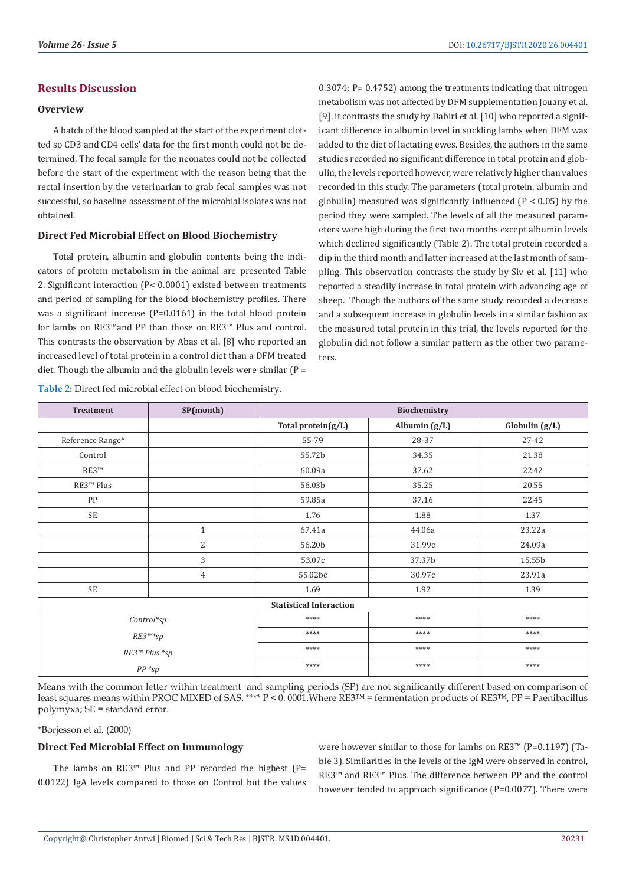## Results Discussion

### Overview

A batch of the blood sampled at the start of the experiment clotted so CD3 and CD4 cells' data for the first month could not be determined. The fecal sample for the neonates could not be collected before the start of the experiment with the reason being that the rectal insertion by the veterinarian to grab fecal samples was not successful, so baseline assessment of the microbial isolates was not obtained.

### Direct Fed Microbial Effect on Blood Biochemistry

Total protein, albumin and globulin contents being the indicators of protein metabolism in the animal are presented Table 2. Significant interaction (P< 0.0001) existed between treatments and period of sampling for the blood biochemistry profiles. There was a significant increase (P=0.0161) in the total blood protein for lambs on RE3™and PP than those on RE3™ Plus and control. This contrasts the observation by Abas et al. [8] who reported an increased level of total protein in a control diet than a DFM treated diet. Though the albumin and the globulin levels were similar (P = 0.3074; P= 0.4752) among the treatments indicating that nitrogen metabolism was not affected by DFM supplementation Jouany et al. [9], it contrasts the study by Dabiri et al. [10] who reported a significant difference in albumin level in suckling lambs when DFM was added to the diet of lactating ewes. Besides, the authors in the same studies recorded no significant difference in total protein and globulin, the levels reported however, were relatively higher than values recorded in this study. The parameters (total protein, albumin and globulin) measured was significantly influenced (P < 0.05) by the period they were sampled. The levels of all the measured parameters were high during the first two months except albumin levels which declined significantly (Table 2). The total protein recorded a dip in the third month and latter increased at the last month of sampling. This observation contrasts the study by Siv et al. [11] who reported a steadily increase in total protein with advancing age of sheep. Though the authors of the same study recorded a decrease and a subsequent increase in globulin levels in a similar fashion as the measured total protein in this trial, the levels reported for the globulin did not follow a similar pattern as the other two parameters.

**Table 2:** Direct fed microbial effect on blood biochemistry.

| Treatment | SP(month) | Biochemistry | | |
|---|---|---|---|---|
| | | Total protein(g/L) | Albumin (g/L) | Globulin (g/L) |
| Reference Range* | | 55-79 | 28-37 | 27-42 |
| Control | | 55.72b | 34.35 | 21.38 |
| RE3™ | | 60.09a | 37.62 | 22.42 |
| RE3™ Plus | | 56.03b | 35.25 | 20.55 |
| PP | | 59.85a | 37.16 | 22.45 |
| SE | | 1.76 | 1.88 | 1.37 |
| | 1 | 67.41a | 44.06a | 23.22a |
| | 2 | 56.20b | 31.99c | 24.09a |
| | 3 | 53.07c | 37.37b | 15.55b |
| | 4 | 55.02bc | 30.97c | 23.91a |
| SE | | 1.69 | 1.92 | 1.39 |
| **Statistical Interaction** | | | | |
| *Control*sp* | | **** | **** | **** |
| *RE3™*sp* | | **** | **** | **** |
| *RE3™ Plus *sp* | | **** | **** | **** |
| *PP *sp* | | **** | **** | **** |

Means with the common letter within treatment and sampling periods (SP) are not significantly different based on comparison of least squares means within PROC MIXED of SAS. **** P < 0. 0001.Where RE3™ = fermentation products of RE3™, PP = Paenibacillus polymyxa; SE = standard error.

*Borjesson et al. (2000)

### Direct Fed Microbial Effect on Immunology

The lambs on RE3™ Plus and PP recorded the highest (P= 0.0122) IgA levels compared to those on Control but the values were however similar to those for lambs on RE3™ (P=0.1197) (Table 3). Similarities in the levels of the IgM were observed in control, RE3™ and RE3™ Plus. The difference between PP and the control however tended to approach significance (P=0.0077). There were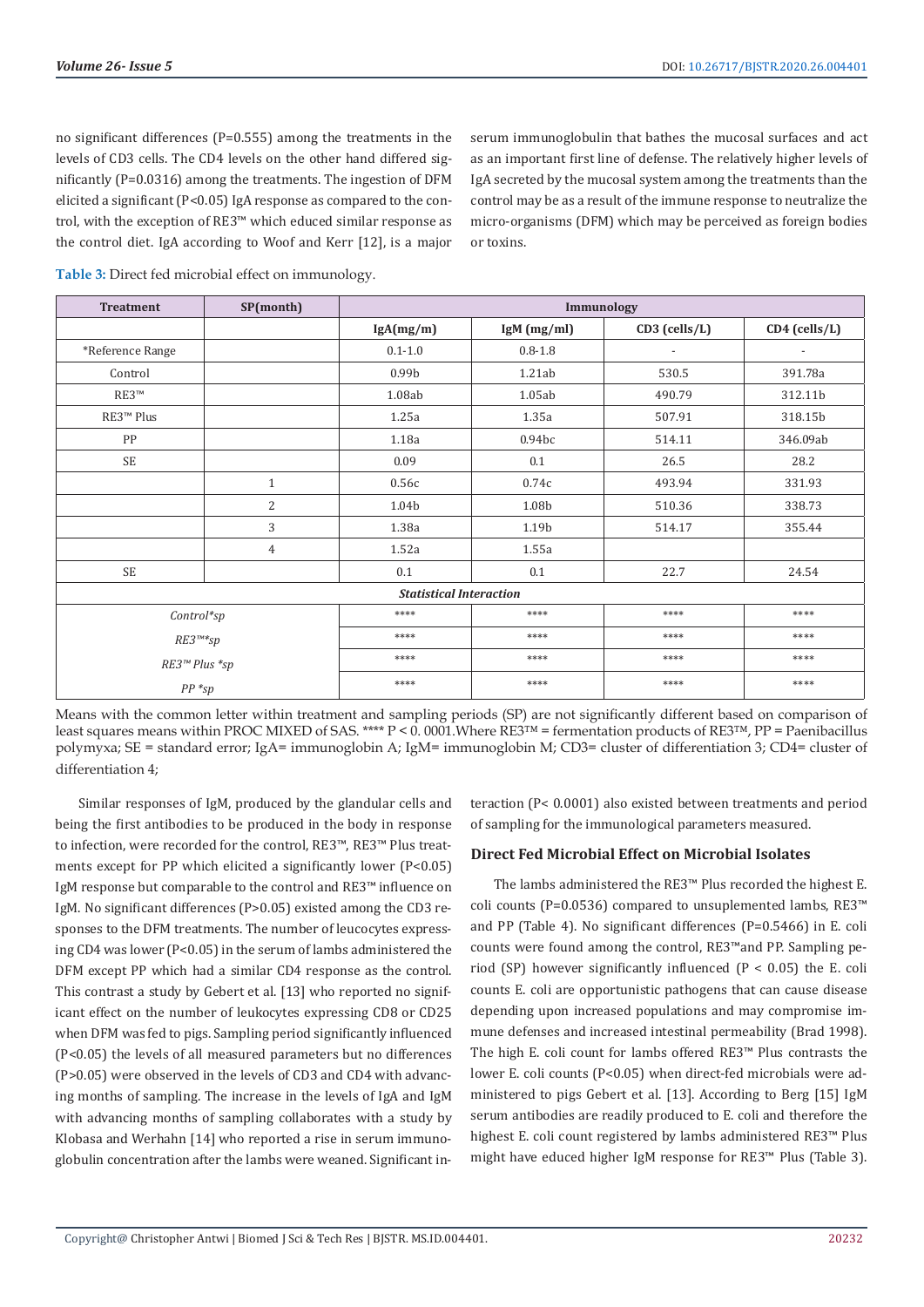no significant differences (P=0.555) among the treatments in the levels of CD3 cells. The CD4 levels on the other hand differed significantly (P=0.0316) among the treatments. The ingestion of DFM elicited a significant (P<0.05) IgA response as compared to the control, with the exception of RE3™ which educed similar response as the control diet. IgA according to Woof and Kerr [12], is a major serum immunoglobulin that bathes the mucosal surfaces and act as an important first line of defense. The relatively higher levels of IgA secreted by the mucosal system among the treatments than the control may be as a result of the immune response to neutralize the micro-organisms (DFM) which may be perceived as foreign bodies or toxins.

**Table 3:** Direct fed microbial effect on immunology.

| Treatment | SP(month) | Immunology | | | |
|---|---|---|---|---|---|
| | | IgA(mg/m) | IgM (mg/ml) | CD3 (cells/L) | CD4 (cells/L) |
| *Reference Range | | 0.1-1.0 | 0.8-1.8 | - | - |
| Control | | 0.99b | 1.21ab | 530.5 | 391.78a |
| RE3™ | | 1.08ab | 1.05ab | 490.79 | 312.11b |
| RE3™ Plus | | 1.25a | 1.35a | 507.91 | 318.15b |
| PP | | 1.18a | 0.94bc | 514.11 | 346.09ab |
| SE | | 0.09 | 0.1 | 26.5 | 28.2 |
| | 1 | 0.56c | 0.74c | 493.94 | 331.93 |
| | 2 | 1.04b | 1.08b | 510.36 | 338.73 |
| | 3 | 1.38a | 1.19b | 514.17 | 355.44 |
| | 4 | 1.52a | 1.55a | | |
| SE | | 0.1 | 0.1 | 22.7 | 24.54 |
| ***Statistical Interaction*** | | | | | |
| *Control*sp* | | **** | **** | **** | **** |
| *RE3™*sp* | | **** | **** | **** | **** |
| *RE3™ Plus *sp* | | **** | **** | **** | **** |
| *PP *sp* | | **** | **** | **** | **** |

Means with the common letter within treatment and sampling periods (SP) are not significantly different based on comparison of least squares means within PROC MIXED of SAS. **** P < 0. 0001.Where RE3™ = fermentation products of RE3™, PP = Paenibacillus polymyxa; SE = standard error; IgA= immunoglobin A; IgM= immunoglobin M; CD3= cluster of differentiation 3; CD4= cluster of differentiation 4;

Similar responses of IgM, produced by the glandular cells and being the first antibodies to be produced in the body in response to infection, were recorded for the control, RE3™, RE3™ Plus treatments except for PP which elicited a significantly lower (P<0.05) IgM response but comparable to the control and RE3™ influence on IgM. No significant differences (P>0.05) existed among the CD3 responses to the DFM treatments. The number of leucocytes expressing CD4 was lower (P<0.05) in the serum of lambs administered the DFM except PP which had a similar CD4 response as the control. This contrast a study by Gebert et al. [13] who reported no significant effect on the number of leukocytes expressing CD8 or CD25 when DFM was fed to pigs. Sampling period significantly influenced (P<0.05) the levels of all measured parameters but no differences (P>0.05) were observed in the levels of CD3 and CD4 with advancing months of sampling. The increase in the levels of IgA and IgM with advancing months of sampling collaborates with a study by Klobasa and Werhahn [14] who reported a rise in serum immunoglobulin concentration after the lambs were weaned. Significant interaction (P< 0.0001) also existed between treatments and period of sampling for the immunological parameters measured.

### Direct Fed Microbial Effect on Microbial Isolates

The lambs administered the RE3™ Plus recorded the highest E. coli counts (P=0.0536) compared to unsuplemented lambs, RE3™ and PP (Table 4). No significant differences (P=0.5466) in E. coli counts were found among the control, RE3™and PP. Sampling period (SP) however significantly influenced (P < 0.05) the E. coli counts E. coli are opportunistic pathogens that can cause disease depending upon increased populations and may compromise immune defenses and increased intestinal permeability (Brad 1998). The high E. coli count for lambs offered RE3™ Plus contrasts the lower E. coli counts (P<0.05) when direct-fed microbials were administered to pigs Gebert et al. [13]. According to Berg [15] IgM serum antibodies are readily produced to E. coli and therefore the highest E. coli count registered by lambs administered RE3™ Plus might have educed higher IgM response for RE3™ Plus (Table 3).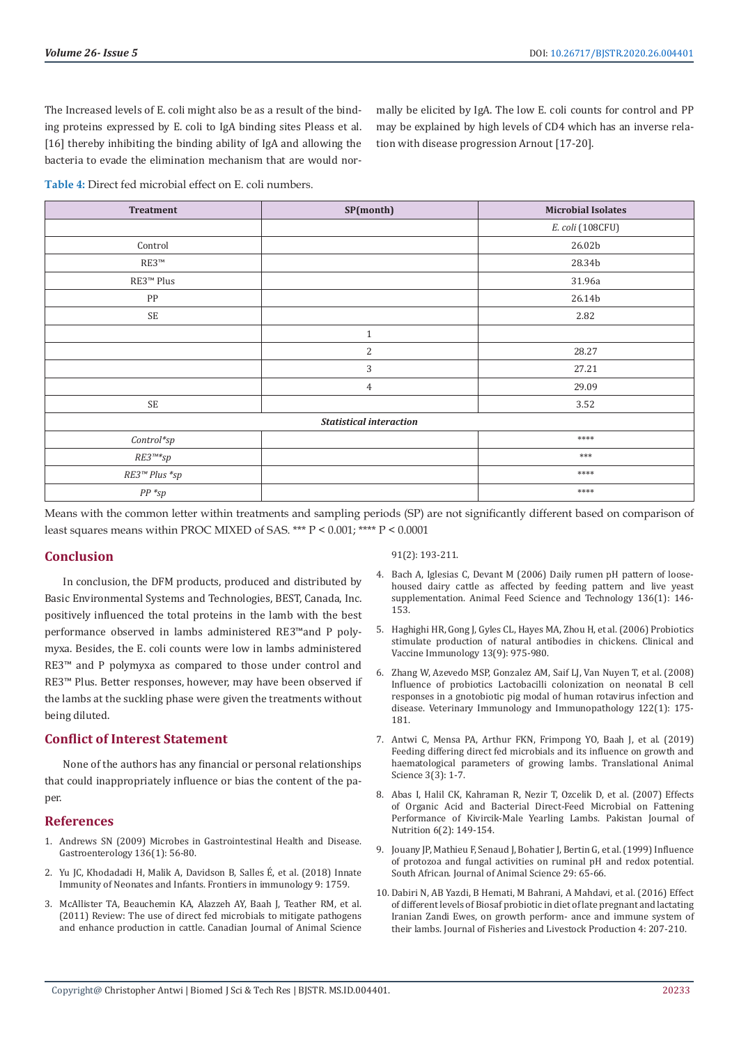The Increased levels of E. coli might also be as a result of the binding proteins expressed by E. coli to IgA binding sites Pleass et al. [16] thereby inhibiting the binding ability of IgA and allowing the bacteria to evade the elimination mechanism that are would normally be elicited by IgA. The low E. coli counts for control and PP may be explained by high levels of CD4 which has an inverse relation with disease progression Arnout [17-20].

**Table 4:** Direct fed microbial effect on E. coli numbers.

| Treatment | SP(month) | Microbial Isolates |
|---|---|---|
| | | *E. coli* (108CFU) |
| Control | | 26.02b |
| RE3™ | | 28.34b |
| RE3™ Plus | | 31.96a |
| PP | | 26.14b |
| SE | | 2.82 |
| | 1 | |
| | 2 | 28.27 |
| | 3 | 27.21 |
| | 4 | 29.09 |
| SE | | 3.52 |
| ***Statistical interaction*** | | |
| *Control\*sp* | | **** |
| *RE3™\*sp* | | *** |
| *RE3™ Plus \*sp* | | **** |
| *PP \*sp* | | **** |

Means with the common letter within treatments and sampling periods (SP) are not significantly different based on comparison of least squares means within PROC MIXED of SAS. *** $P < 0.001$; **** $P < 0.0001$

## Conclusion

In conclusion, the DFM products, produced and distributed by Basic Environmental Systems and Technologies, BEST, Canada, Inc. positively influenced the total proteins in the lamb with the best performance observed in lambs administered RE3™and P polymyxa. Besides, the E. coli counts were low in lambs administered RE3™ and P polymyxa as compared to those under control and RE3™ Plus. Better responses, however, may have been observed if the lambs at the suckling phase were given the treatments without being diluted.

## Conflict of Interest Statement

None of the authors has any financial or personal relationships that could inappropriately influence or bias the content of the paper.

## References

1. Andrews SN (2009) Microbes in Gastrointestinal Health and Disease. Gastroenterology 136(1): 56-80.
2. Yu JC, Khodadadi H, Malik A, Davidson B, Salles É, et al. (2018) Innate Immunity of Neonates and Infants. Frontiers in immunology 9: 1759.
3. McAllister TA, Beauchemin KA, Alazzeh AY, Baah J, Teather RM, et al. (2011) Review: The use of direct fed microbials to mitigate pathogens and enhance production in cattle. Canadian Journal of Animal Science 91(2): 193-211.
4. Bach A, Iglesias C, Devant M (2006) Daily rumen pH pattern of loose-housed dairy cattle as affected by feeding pattern and live yeast supplementation. Animal Feed Science and Technology 136(1): 146-153.
5. Haghighi HR, Gong J, Gyles CL, Hayes MA, Zhou H, et al. (2006) Probiotics stimulate production of natural antibodies in chickens. Clinical and Vaccine Immunology 13(9): 975-980.
6. Zhang W, Azevedo MSP, Gonzalez AM, Saif LJ, Van Nuyen T, et al. (2008) Influence of probiotics Lactobacilli colonization on neonatal B cell responses in a gnotobiotic pig modal of human rotavirus infection and disease. Veterinary Immunology and Immunopathology 122(1): 175-181.
7. Antwi C, Mensa PA, Arthur FKN, Frimpong YO, Baah J, et al. (2019) Feeding differing direct fed microbials and its influence on growth and haematological parameters of growing lambs. Translational Animal Science 3(3): 1-7.
8. Abas I, Halil CK, Kahraman R, Nezir T, Ozcelik D, et al. (2007) Effects of Organic Acid and Bacterial Direct-Feed Microbial on Fattening Performance of Kivircik-Male Yearling Lambs. Pakistan Journal of Nutrition 6(2): 149-154.
9. Jouany JP, Mathieu F, Senaud J, Bohatier J, Bertin G, et al. (1999) Influence of protozoa and fungal activities on ruminal pH and redox potential. South African. Journal of Animal Science 29: 65-66.
10. Dabiri N, AB Yazdi, B Hemati, M Bahrani, A Mahdavi, et al. (2016) Effect of different levels of Biosaf probiotic in diet of late pregnant and lactating Iranian Zandi Ewes, on growth perform- ance and immune system of their lambs. Journal of Fisheries and Livestock Production 4: 207-210.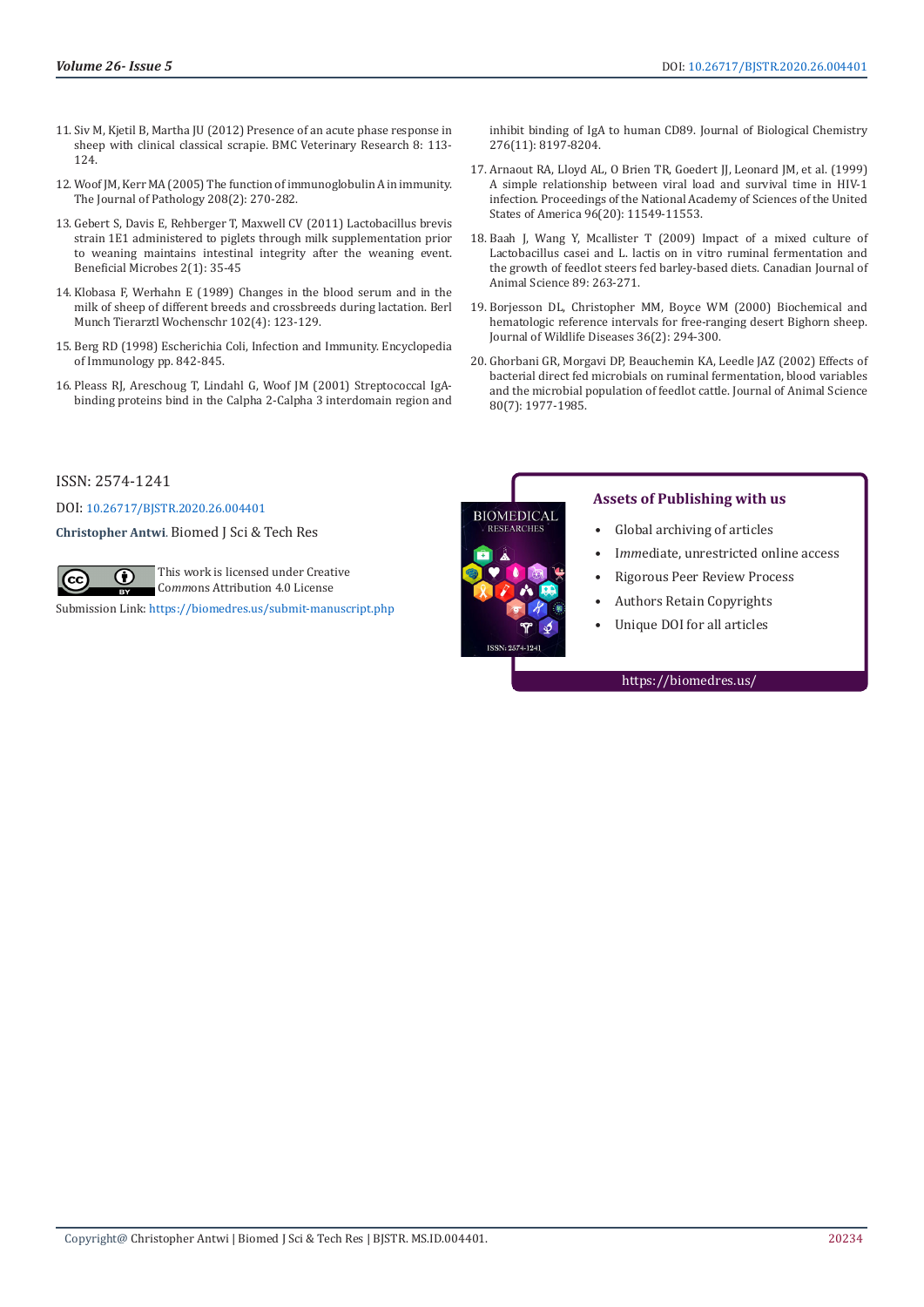11. Siv M, Kjetil B, Martha JU (2012) Presence of an acute phase response in sheep with clinical classical scrapie. BMC Veterinary Research 8: 113-124.
12. Woof JM, Kerr MA (2005) The function of immunoglobulin A in immunity. The Journal of Pathology 208(2): 270-282.
13. Gebert S, Davis E, Rehberger T, Maxwell CV (2011) Lactobacillus brevis strain 1E1 administered to piglets through milk supplementation prior to weaning maintains intestinal integrity after the weaning event. Beneficial Microbes 2(1): 35-45
14. Klobasa F, Werhahn E (1989) Changes in the blood serum and in the milk of sheep of different breeds and crossbreeds during lactation. Berl Munch Tierarztl Wochenschr 102(4): 123-129.
15. Berg RD (1998) Escherichia Coli, Infection and Immunity. Encyclopedia of Immunology pp. 842-845.
16. Pleass RJ, Areschoug T, Lindahl G, Woof JM (2001) Streptococcal IgA-binding proteins bind in the Calpha 2-Calpha 3 interdomain region and inhibit binding of IgA to human CD89. Journal of Biological Chemistry 276(11): 8197-8204.
17. Arnaout RA, Lloyd AL, O Brien TR, Goedert JJ, Leonard JM, et al. (1999) A simple relationship between viral load and survival time in HIV-1 infection. Proceedings of the National Academy of Sciences of the United States of America 96(20): 11549-11553.
18. Baah J, Wang Y, Mcallister T (2009) Impact of a mixed culture of Lactobacillus casei and L. lactis on in vitro ruminal fermentation and the growth of feedlot steers fed barley-based diets. Canadian Journal of Animal Science 89: 263-271.
19. Borjesson DL, Christopher MM, Boyce WM (2000) Biochemical and hematologic reference intervals for free-ranging desert Bighorn sheep. Journal of Wildlife Diseases 36(2): 294-300.
20. Ghorbani GR, Morgavi DP, Beauchemin KA, Leedle JAZ (2002) Effects of bacterial direct fed microbials on ruminal fermentation, blood variables and the microbial population of feedlot cattle. Journal of Animal Science 80(7): 1977-1985.

ISSN: 2574-1241

DOI: 10.26717/BJSTR.2020.26.004401

**Christopher Antwi**. Biomed J Sci & Tech Res

This work is licensed under Creative Commons Attribution 4.0 License

Submission Link: https://biomedres.us/submit-manuscript.php

**Assets of Publishing with us**

- Global archiving of articles
- Immediate, unrestricted online access
- Rigorous Peer Review Process
- Authors Retain Copyrights
- Unique DOI for all articles

https://biomedres.us/